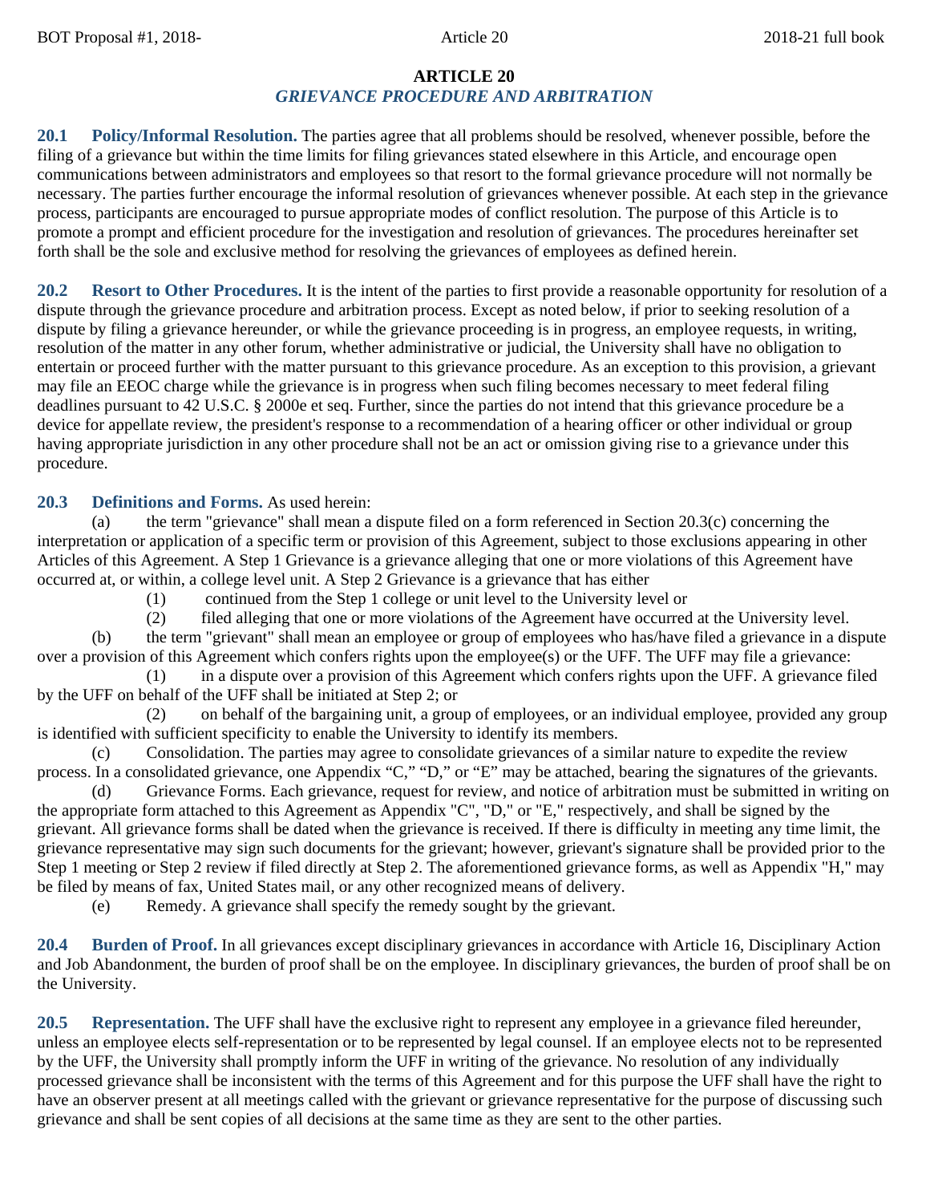# ARTICLE 20

## *GRIEVANCE PROCEDURE AND ARBITRATION*

**20.1 Policy/Informal Resolution.** The parties agree that all problems should be resolved, whenever possible, before the filing of a grievance but within the time limits for filing grievances stated elsewhere in this Article, and encourage open communications between administrators and employees so that resort to the formal grievance procedure will not normally be necessary. The parties further encourage the informal resolution of grievances whenever possible. At each step in the grievance process, participants are encouraged to pursue appropriate modes of conflict resolution. The purpose of this Article is to promote a prompt and efficient procedure for the investigation and resolution of grievances. The procedures hereinafter set forth shall be the sole and exclusive method for resolving the grievances of employees as defined herein.

**20.2 Resort to Other Procedures.** It is the intent of the parties to first provide a reasonable opportunity for resolution of a dispute through the grievance procedure and arbitration process. Except as noted below, if prior to seeking resolution of a dispute by filing a grievance hereunder, or while the grievance proceeding is in progress, an employee requests, in writing, resolution of the matter in any other forum, whether administrative or judicial, the University shall have no obligation to entertain or proceed further with the matter pursuant to this grievance procedure. As an exception to this provision, a grievant may file an EEOC charge while the grievance is in progress when such filing becomes necessary to meet federal filing deadlines pursuant to 42 U.S.C. § 2000e et seq. Further, since the parties do not intend that this grievance procedure be a device for appellate review, the president's response to a recommendation of a hearing officer or other individual or group having appropriate jurisdiction in any other procedure shall not be an act or omission giving rise to a grievance under this procedure.

**20.3 Definitions and Forms.** As used herein:

(a) the term "grievance" shall mean a dispute filed on a form referenced in Section 20.3(c) concerning the interpretation or application of a specific term or provision of this Agreement, subject to those exclusions appearing in other Articles of this Agreement. A Step 1 Grievance is a grievance alleging that one or more violations of this Agreement have occurred at, or within, a college level unit. A Step 2 Grievance is a grievance that has either

(1) continued from the Step 1 college or unit level to the University level or

(2) filed alleging that one or more violations of the Agreement have occurred at the University level.

(b) the term "grievant" shall mean an employee or group of employees who has/have filed a grievance in a dispute over a provision of this Agreement which confers rights upon the employee(s) or the UFF. The UFF may file a grievance:

(1) in a dispute over a provision of this Agreement which confers rights upon the UFF. A grievance filed by the UFF on behalf of the UFF shall be initiated at Step 2; or

(2) on behalf of the bargaining unit, a group of employees, or an individual employee, provided any group is identified with sufficient specificity to enable the University to identify its members.

(c) Consolidation. The parties may agree to consolidate grievances of a similar nature to expedite the review process. In a consolidated grievance, one Appendix "C," "D," or "E" may be attached, bearing the signatures of the grievants.

(d) Grievance Forms. Each grievance, request for review, and notice of arbitration must be submitted in writing on the appropriate form attached to this Agreement as Appendix "C", "D", or "E," respectively, and shall be signed by the grievant. All grievance forms shall be dated when the grievance is received. If there is difficulty in meeting any time limit, the grievance representative may sign such documents for the grievant; however, grievant's signature shall be provided prior to the Step 1 meeting or Step 2 review if filed directly at Step 2. The aforementioned grievance forms, as well as Appendix "H," may be filed by means of fax, United States mail, or any other recognized means of delivery.

(e) Remedy. A grievance shall specify the remedy sought by the grievant.

**20.4 Burden of Proof.** In all grievances except disciplinary grievances in accordance with Article 16, Disciplinary Action and Job Abandonment, the burden of proof shall be on the employee. In disciplinary grievances, the burden of proof shall be on the University.

**20.5 Representation.** The UFF shall have the exclusive right to represent any employee in a grievance filed hereunder, unless an employee elects self-representation or to be represented by legal counsel. If an employee elects not to be represented by the UFF, the University shall promptly inform the UFF in writing of the grievance. No resolution of any individually processed grievance shall be inconsistent with the terms of this Agreement and for this purpose the UFF shall have the right to have an observer present at all meetings called with the grievant or grievance representative for the purpose of discussing such grievance and shall be sent copies of all decisions at the same time as they are sent to the other parties.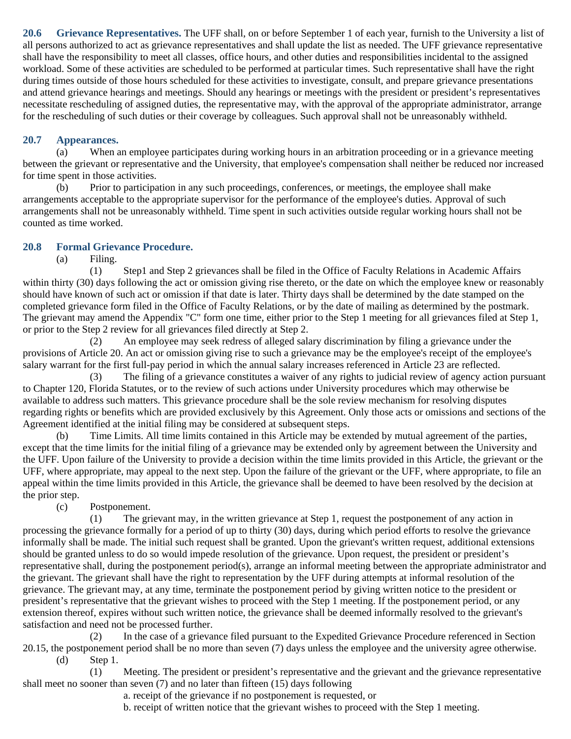**20.6 Grievance Representatives.** The UFF shall, on or before September 1 of each year, furnish to the University a list of all persons authorized to act as grievance representatives and shall update the list as needed. The UFF grievance representative shall have the responsibility to meet all classes, office hours, and other duties and responsibilities incidental to the assigned workload. Some of these activities are scheduled to be performed at particular times. Such representative shall have the right during times outside of those hours scheduled for these activities to investigate, consult, and prepare grievance presentations and attend grievance hearings and meetings. Should any hearings or meetings with the president or president's representatives necessitate rescheduling of assigned duties, the representative may, with the approval of the appropriate administrator, arrange for the rescheduling of such duties or their coverage by colleagues. Such approval shall not be unreasonably withheld.

**20.7 Appearances.**

(a) When an employee participates during working hours in an arbitration proceeding or in a grievance meeting between the grievant or representative and the University, that employee's compensation shall neither be reduced nor increased for time spent in those activities.

(b) Prior to participation in any such proceedings, conferences, or meetings, the employee shall make arrangements acceptable to the appropriate supervisor for the performance of the employee's duties. Approval of such arrangements shall not be unreasonably withheld. Time spent in such activities outside regular working hours shall not be counted as time worked.

**20.8 Formal Grievance Procedure.**

(a) Filing.

(1) Step1 and Step 2 grievances shall be filed in the Office of Faculty Relations in Academic Affairs within thirty (30) days following the act or omission giving rise thereto, or the date on which the employee knew or reasonably should have known of such act or omission if that date is later. Thirty days shall be determined by the date stamped on the completed grievance form filed in the Office of Faculty Relations, or by the date of mailing as determined by the postmark. The grievant may amend the Appendix "C" form one time, either prior to the Step 1 meeting for all grievances filed at Step 1, or prior to the Step 2 review for all grievances filed directly at Step 2.

(2) An employee may seek redress of alleged salary discrimination by filing a grievance under the provisions of Article 20. An act or omission giving rise to such a grievance may be the employee's receipt of the employee's salary warrant for the first full-pay period in which the annual salary increases referenced in Article 23 are reflected.

(3) The filing of a grievance constitutes a waiver of any rights to judicial review of agency action pursuant to Chapter 120, Florida Statutes, or to the review of such actions under University procedures which may otherwise be available to address such matters. This grievance procedure shall be the sole review mechanism for resolving disputes regarding rights or benefits which are provided exclusively by this Agreement. Only those acts or omissions and sections of the Agreement identified at the initial filing may be considered at subsequent steps.

(b) Time Limits. All time limits contained in this Article may be extended by mutual agreement of the parties, except that the time limits for the initial filing of a grievance may be extended only by agreement between the University and the UFF. Upon failure of the University to provide a decision within the time limits provided in this Article, the grievant or the UFF, where appropriate, may appeal to the next step. Upon the failure of the grievant or the UFF, where appropriate, to file an appeal within the time limits provided in this Article, the grievance shall be deemed to have been resolved by the decision at the prior step.

(c) Postponement.

(1) The grievant may, in the written grievance at Step 1, request the postponement of any action in processing the grievance formally for a period of up to thirty (30) days, during which period efforts to resolve the grievance informally shall be made. The initial such request shall be granted. Upon the grievant's written request, additional extensions should be granted unless to do so would impede resolution of the grievance. Upon request, the president or president's representative shall, during the postponement period(s), arrange an informal meeting between the appropriate administrator and the grievant. The grievant shall have the right to representation by the UFF during attempts at informal resolution of the grievance. The grievant may, at any time, terminate the postponement period by giving written notice to the president or president's representative that the grievant wishes to proceed with the Step 1 meeting. If the postponement period, or any extension thereof, expires without such written notice, the grievance shall be deemed informally resolved to the grievant's satisfaction and need not be processed further.

(2) In the case of a grievance filed pursuant to the Expedited Grievance Procedure referenced in Section 20.15, the postponement period shall be no more than seven (7) days unless the employee and the university agree otherwise.

(d) Step 1.

(1) Meeting. The president or president's representative and the grievant and the grievance representative shall meet no sooner than seven (7) and no later than fifteen (15) days following

a. receipt of the grievance if no postponement is requested, or

b. receipt of written notice that the grievant wishes to proceed with the Step 1 meeting.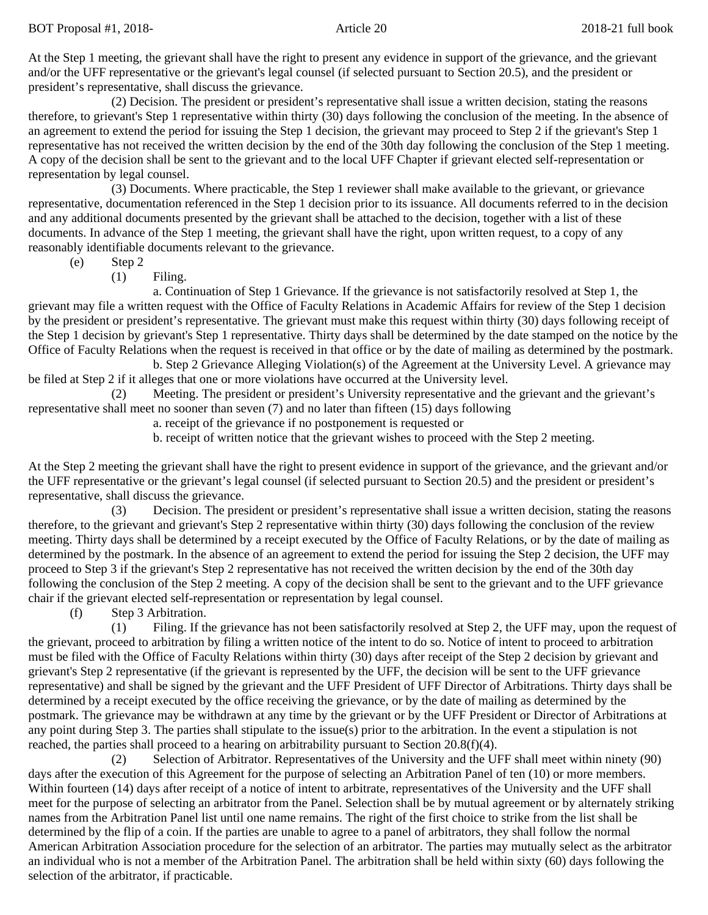At the Step 1 meeting, the grievant shall have the right to present any evidence in support of the grievance, and the grievant and/or the UFF representative or the grievant's legal counsel (if selected pursuant to Section 20.5), and the president or president's representative, shall discuss the grievance.

(2) Decision. The president or president's representative shall issue a written decision, stating the reasons therefore, to grievant's Step 1 representative within thirty (30) days following the conclusion of the meeting. In the absence of an agreement to extend the period for issuing the Step 1 decision, the grievant may proceed to Step 2 if the grievant's Step 1 representative has not received the written decision by the end of the 30th day following the conclusion of the Step 1 meeting. A copy of the decision shall be sent to the grievant and to the local UFF Chapter if grievant elected self-representation or representation by legal counsel.

(3) Documents. Where practicable, the Step 1 reviewer shall make available to the grievant, or grievance representative, documentation referenced in the Step 1 decision prior to its issuance. All documents referred to in the decision and any additional documents presented by the grievant shall be attached to the decision, together with a list of these documents. In advance of the Step 1 meeting, the grievant shall have the right, upon written request, to a copy of any reasonably identifiable documents relevant to the grievance.

(e) Step 2

(1) Filing.

a. Continuation of Step 1 Grievance. If the grievance is not satisfactorily resolved at Step 1, the grievant may file a written request with the Office of Faculty Relations in Academic Affairs for review of the Step 1 decision by the president or president's representative. The grievant must make this request within thirty (30) days following receipt of the Step 1 decision by grievant's Step 1 representative. Thirty days shall be determined by the date stamped on the notice by the Office of Faculty Relations when the request is received in that office or by the date of mailing as determined by the postmark.

b. Step 2 Grievance Alleging Violation(s) of the Agreement at the University Level. A grievance may be filed at Step 2 if it alleges that one or more violations have occurred at the University level.

(2) Meeting. The president or president's University representative and the grievant and the grievant's representative shall meet no sooner than seven (7) and no later than fifteen (15) days following

a. receipt of the grievance if no postponement is requested or

b. receipt of written notice that the grievant wishes to proceed with the Step 2 meeting.

At the Step 2 meeting the grievant shall have the right to present evidence in support of the grievance, and the grievant and/or the UFF representative or the grievant's legal counsel (if selected pursuant to Section 20.5) and the president or president's representative, shall discuss the grievance.

(3) Decision. The president or president's representative shall issue a written decision, stating the reasons therefore, to the grievant and grievant's Step 2 representative within thirty (30) days following the conclusion of the review meeting. Thirty days shall be determined by a receipt executed by the Office of Faculty Relations, or by the date of mailing as determined by the postmark. In the absence of an agreement to extend the period for issuing the Step 2 decision, the UFF may proceed to Step 3 if the grievant's Step 2 representative has not received the written decision by the end of the 30th day following the conclusion of the Step 2 meeting. A copy of the decision shall be sent to the grievant and to the UFF grievance chair if the grievant elected self-representation or representation by legal counsel.

(f) Step 3 Arbitration.

(1) Filing. If the grievance has not been satisfactorily resolved at Step 2, the UFF may, upon the request of the grievant, proceed to arbitration by filing a written notice of the intent to do so. Notice of intent to proceed to arbitration must be filed with the Office of Faculty Relations within thirty (30) days after receipt of the Step 2 decision by grievant and grievant's Step 2 representative (if the grievant is represented by the UFF, the decision will be sent to the UFF grievance representative) and shall be signed by the grievant and the UFF President of UFF Director of Arbitrations. Thirty days shall be determined by a receipt executed by the office receiving the grievance, or by the date of mailing as determined by the postmark. The grievance may be withdrawn at any time by the grievant or by the UFF President or Director of Arbitrations at any point during Step 3. The parties shall stipulate to the issue(s) prior to the arbitration. In the event a stipulation is not reached, the parties shall proceed to a hearing on arbitrability pursuant to Section 20.8(f)(4).

(2) Selection of Arbitrator. Representatives of the University and the UFF shall meet within ninety (90) days after the execution of this Agreement for the purpose of selecting an Arbitration Panel of ten (10) or more members. Within fourteen (14) days after receipt of a notice of intent to arbitrate, representatives of the University and the UFF shall meet for the purpose of selecting an arbitrator from the Panel. Selection shall be by mutual agreement or by alternately striking names from the Arbitration Panel list until one name remains. The right of the first choice to strike from the list shall be determined by the flip of a coin. If the parties are unable to agree to a panel of arbitrators, they shall follow the normal American Arbitration Association procedure for the selection of an arbitrator. The parties may mutually select as the arbitrator an individual who is not a member of the Arbitration Panel. The arbitration shall be held within sixty (60) days following the selection of the arbitrator, if practicable.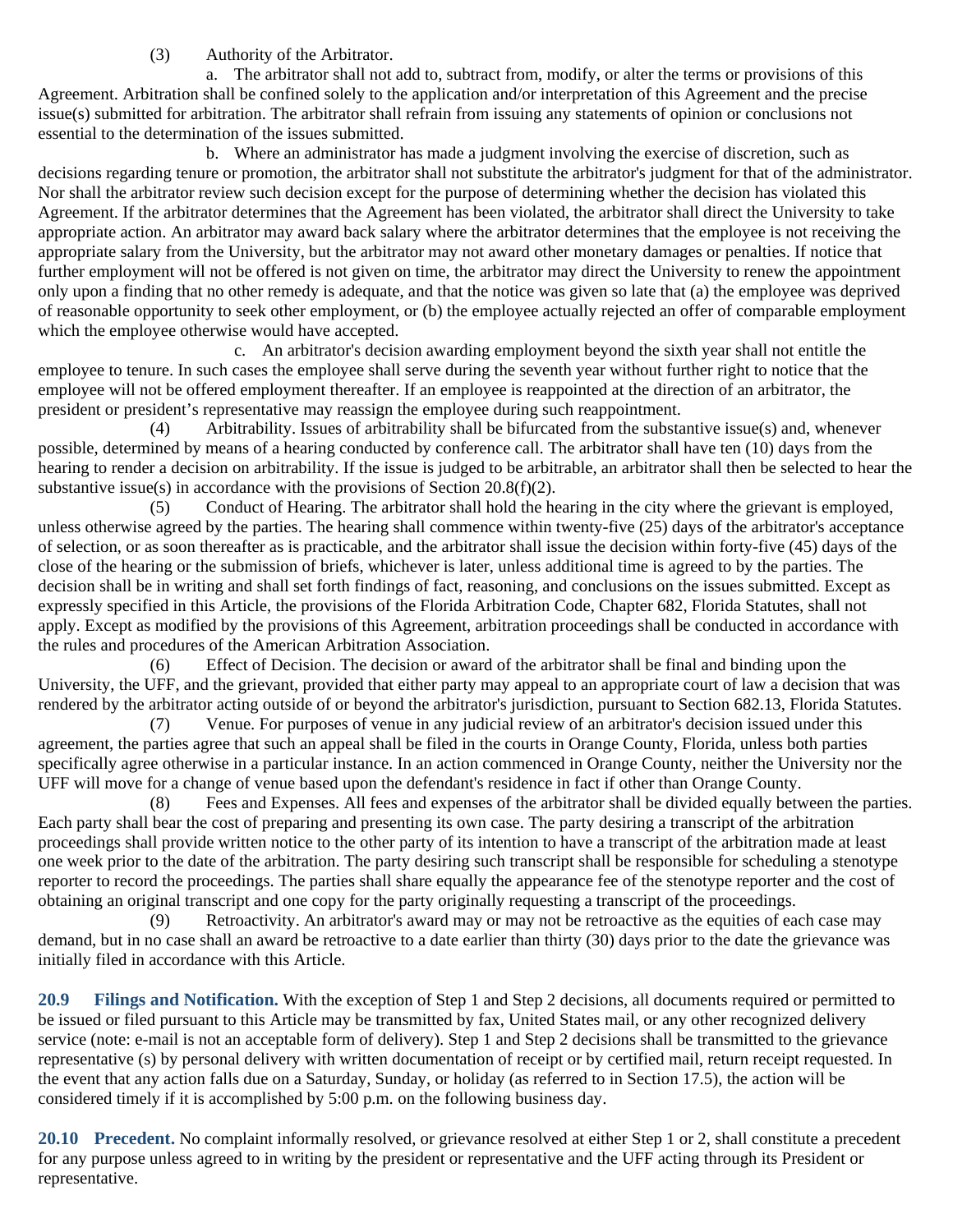(3) Authority of the Arbitrator.

a. The arbitrator shall not add to, subtract from, modify, or alter the terms or provisions of this Agreement. Arbitration shall be confined solely to the application and/or interpretation of this Agreement and the precise issue(s) submitted for arbitration. The arbitrator shall refrain from issuing any statements of opinion or conclusions not essential to the determination of the issues submitted.

b. Where an administrator has made a judgment involving the exercise of discretion, such as decisions regarding tenure or promotion, the arbitrator shall not substitute the arbitrator's judgment for that of the administrator. Nor shall the arbitrator review such decision except for the purpose of determining whether the decision has violated this Agreement. If the arbitrator determines that the Agreement has been violated, the arbitrator shall direct the University to take appropriate action. An arbitrator may award back salary where the arbitrator determines that the employee is not receiving the appropriate salary from the University, but the arbitrator may not award other monetary damages or penalties. If notice that further employment will not be offered is not given on time, the arbitrator may direct the University to renew the appointment only upon a finding that no other remedy is adequate, and that the notice was given so late that (a) the employee was deprived of reasonable opportunity to seek other employment, or (b) the employee actually rejected an offer of comparable employment which the employee otherwise would have accepted.

c. An arbitrator's decision awarding employment beyond the sixth year shall not entitle the employee to tenure. In such cases the employee shall serve during the seventh year without further right to notice that the employee will not be offered employment thereafter. If an employee is reappointed at the direction of an arbitrator, the president or president's representative may reassign the employee during such reappointment.

(4) Arbitrability. Issues of arbitrability shall be bifurcated from the substantive issue(s) and, whenever possible, determined by means of a hearing conducted by conference call. The arbitrator shall have ten (10) days from the hearing to render a decision on arbitrability. If the issue is judged to be arbitrable, an arbitrator shall then be selected to hear the substantive issue(s) in accordance with the provisions of Section 20.8(f)(2).

(5) Conduct of Hearing. The arbitrator shall hold the hearing in the city where the grievant is employed, unless otherwise agreed by the parties. The hearing shall commence within twenty-five (25) days of the arbitrator's acceptance of selection, or as soon thereafter as is practicable, and the arbitrator shall issue the decision within forty-five (45) days of the close of the hearing or the submission of briefs, whichever is later, unless additional time is agreed to by the parties. The decision shall be in writing and shall set forth findings of fact, reasoning, and conclusions on the issues submitted. Except as expressly specified in this Article, the provisions of the Florida Arbitration Code, Chapter 682, Florida Statutes, shall not apply. Except as modified by the provisions of this Agreement, arbitration proceedings shall be conducted in accordance with the rules and procedures of the American Arbitration Association.

(6) Effect of Decision. The decision or award of the arbitrator shall be final and binding upon the University, the UFF, and the grievant, provided that either party may appeal to an appropriate court of law a decision that was rendered by the arbitrator acting outside of or beyond the arbitrator's jurisdiction, pursuant to Section 682.13, Florida Statutes.

(7) Venue. For purposes of venue in any judicial review of an arbitrator's decision issued under this agreement, the parties agree that such an appeal shall be filed in the courts in Orange County, Florida, unless both parties specifically agree otherwise in a particular instance. In an action commenced in Orange County, neither the University nor the UFF will move for a change of venue based upon the defendant's residence in fact if other than Orange County.

(8) Fees and Expenses. All fees and expenses of the arbitrator shall be divided equally between the parties. Each party shall bear the cost of preparing and presenting its own case. The party desiring a transcript of the arbitration proceedings shall provide written notice to the other party of its intention to have a transcript of the arbitration made at least one week prior to the date of the arbitration. The party desiring such transcript shall be responsible for scheduling a stenotype reporter to record the proceedings. The parties shall share equally the appearance fee of the stenotype reporter and the cost of obtaining an original transcript and one copy for the party originally requesting a transcript of the proceedings.

(9) Retroactivity. An arbitrator's award may or may not be retroactive as the equities of each case may demand, but in no case shall an award be retroactive to a date earlier than thirty (30) days prior to the date the grievance was initially filed in accordance with this Article.

**20.9 Filings and Notification.** With the exception of Step 1 and Step 2 decisions, all documents required or permitted to be issued or filed pursuant to this Article may be transmitted by fax, United States mail, or any other recognized delivery service (note: e-mail is not an acceptable form of delivery). Step 1 and Step 2 decisions shall be transmitted to the grievance representative (s) by personal delivery with written documentation of receipt or by certified mail, return receipt requested. In the event that any action falls due on a Saturday, Sunday, or holiday (as referred to in Section 17.5), the action will be considered timely if it is accomplished by 5:00 p.m. on the following business day.

**20.10 Precedent.** No complaint informally resolved, or grievance resolved at either Step 1 or 2, shall constitute a precedent for any purpose unless agreed to in writing by the president or representative and the UFF acting through its President or representative.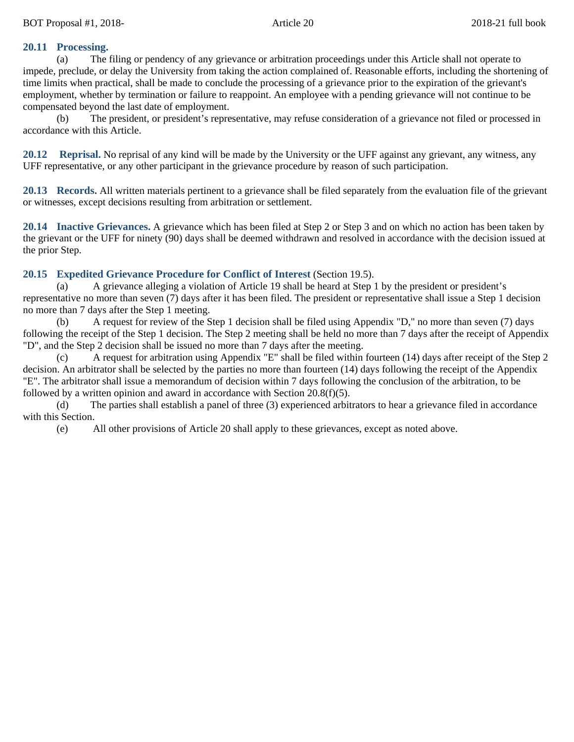**20.11 Processing.**

(a) The filing or pendency of any grievance or arbitration proceedings under this Article shall not operate to impede, preclude, or delay the University from taking the action complained of. Reasonable efforts, including the shortening of time limits when practical, shall be made to conclude the processing of a grievance prior to the expiration of the grievant's employment, whether by termination or failure to reappoint. An employee with a pending grievance will not continue to be compensated beyond the last date of employment.

(b) The president, or president's representative, may refuse consideration of a grievance not filed or processed in accordance with this Article.

**20.12 Reprisal.** No reprisal of any kind will be made by the University or the UFF against any grievant, any witness, any UFF representative, or any other participant in the grievance procedure by reason of such participation.

**20.13 Records.** All written materials pertinent to a grievance shall be filed separately from the evaluation file of the grievant or witnesses, except decisions resulting from arbitration or settlement.

**20.14 Inactive Grievances.** A grievance which has been filed at Step 2 or Step 3 and on which no action has been taken by the grievant or the UFF for ninety (90) days shall be deemed withdrawn and resolved in accordance with the decision issued at the prior Step.

**20.15 Expedited Grievance Procedure for Conflict of Interest** (Section 19.5).

(a) A grievance alleging a violation of Article 19 shall be heard at Step 1 by the president or president's representative no more than seven (7) days after it has been filed. The president or representative shall issue a Step 1 decision no more than 7 days after the Step 1 meeting.

(b) A request for review of the Step 1 decision shall be filed using Appendix "D," no more than seven (7) days following the receipt of the Step 1 decision. The Step 2 meeting shall be held no more than 7 days after the receipt of Appendix "D", and the Step 2 decision shall be issued no more than 7 days after the meeting.

(c) A request for arbitration using Appendix "E" shall be filed within fourteen (14) days after receipt of the Step 2 decision. An arbitrator shall be selected by the parties no more than fourteen (14) days following the receipt of the Appendix "E". The arbitrator shall issue a memorandum of decision within 7 days following the conclusion of the arbitration, to be followed by a written opinion and award in accordance with Section 20.8(f)(5).

(d) The parties shall establish a panel of three (3) experienced arbitrators to hear a grievance filed in accordance with this Section.

(e) All other provisions of Article 20 shall apply to these grievances, except as noted above.